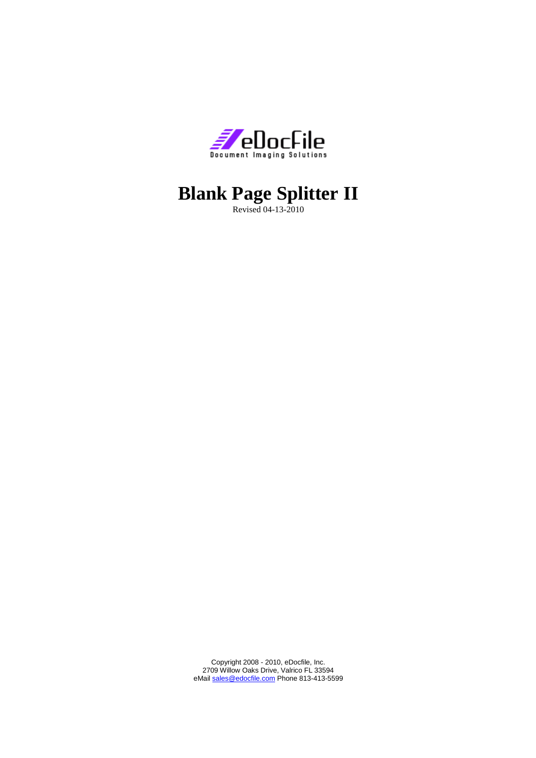eDocFile
Document Imaging Solutions

# Blank Page Splitter II

Revised 04-13-2010

Copyright 2008 - 2010, eDocfile, Inc.
2709 Willow Oaks Drive, Valrico FL 33594
eMail sales@edocfile.com Phone 813-413-5599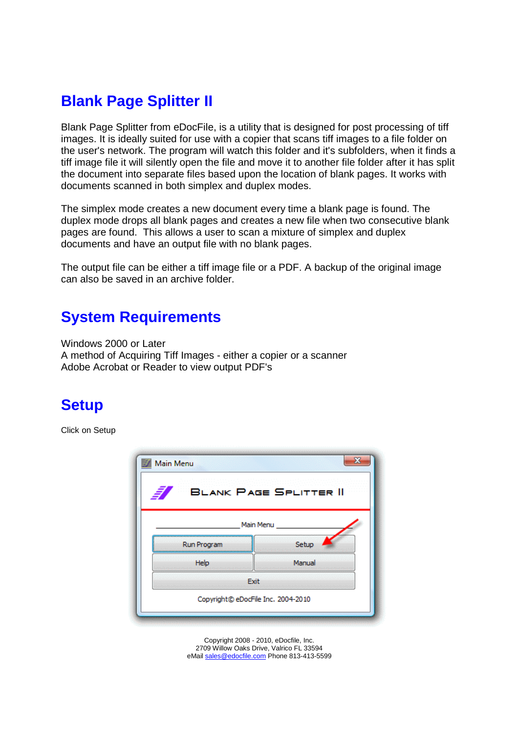# Blank Page Splitter II

Blank Page Splitter from eDocFile, is a utility that is designed for post processing of tiff images. It is ideally suited for use with a copier that scans tiff images to a file folder on the user's network. The program will watch this folder and it's subfolders, when it finds a tiff image file it will silently open the file and move it to another file folder after it has split the document into separate files based upon the location of blank pages. It works with documents scanned in both simplex and duplex modes.

The simplex mode creates a new document every time a blank page is found. The duplex mode drops all blank pages and creates a new file when two consecutive blank pages are found. This allows a user to scan a mixture of simplex and duplex documents and have an output file with no blank pages.

The output file can be either a tiff image file or a PDF. A backup of the original image can also be saved in an archive folder.

# System Requirements

Windows 2000 or Later
A method of Acquiring Tiff Images - either a copier or a scanner
Adobe Acrobat or Reader to view output PDF's

# Setup

Click on Setup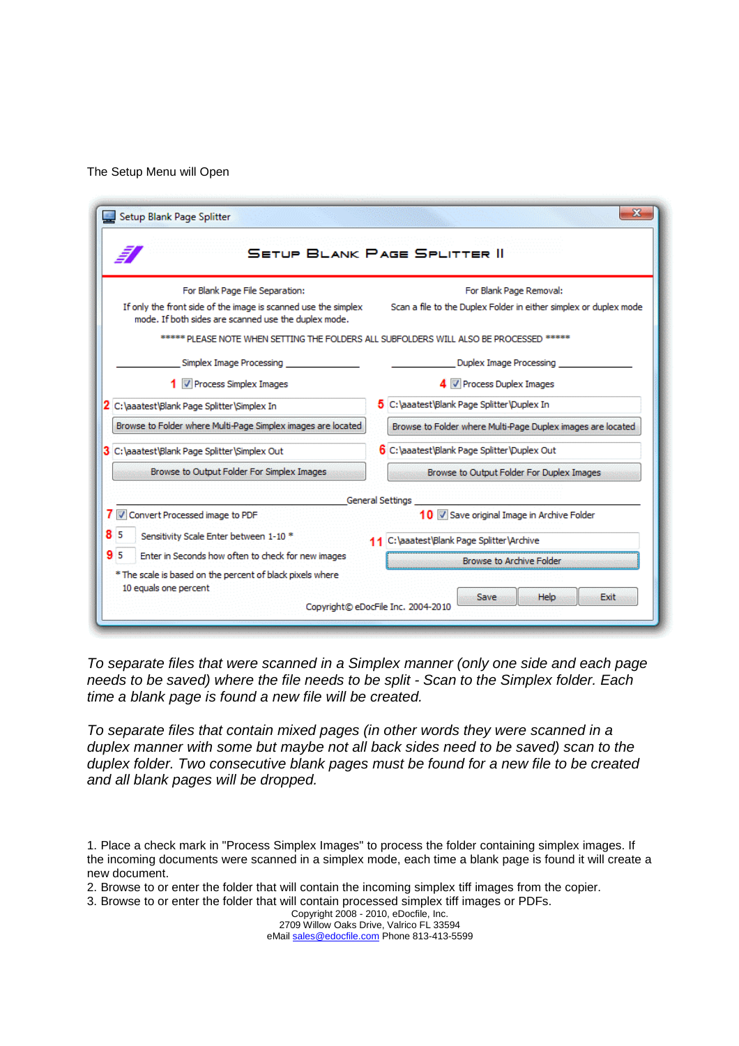The Setup Menu will Open

*To separate files that were scanned in a Simplex manner (only one side and each page needs to be saved) where the file needs to be split - Scan to the Simplex folder. Each time a blank page is found a new file will be created.*

*To separate files that contain mixed pages (in other words they were scanned in a duplex manner with some but maybe not all back sides need to be saved) scan to the duplex folder. Two consecutive blank pages must be found for a new file to be created and all blank pages will be dropped.*

1. Place a check mark in "Process Simplex Images" to process the folder containing simplex images. If the incoming documents were scanned in a simplex mode, each time a blank page is found it will create a new document.
2. Browse to or enter the folder that will contain the incoming simplex tiff images from the copier.
3. Browse to or enter the folder that will contain processed simplex tiff images or PDFs.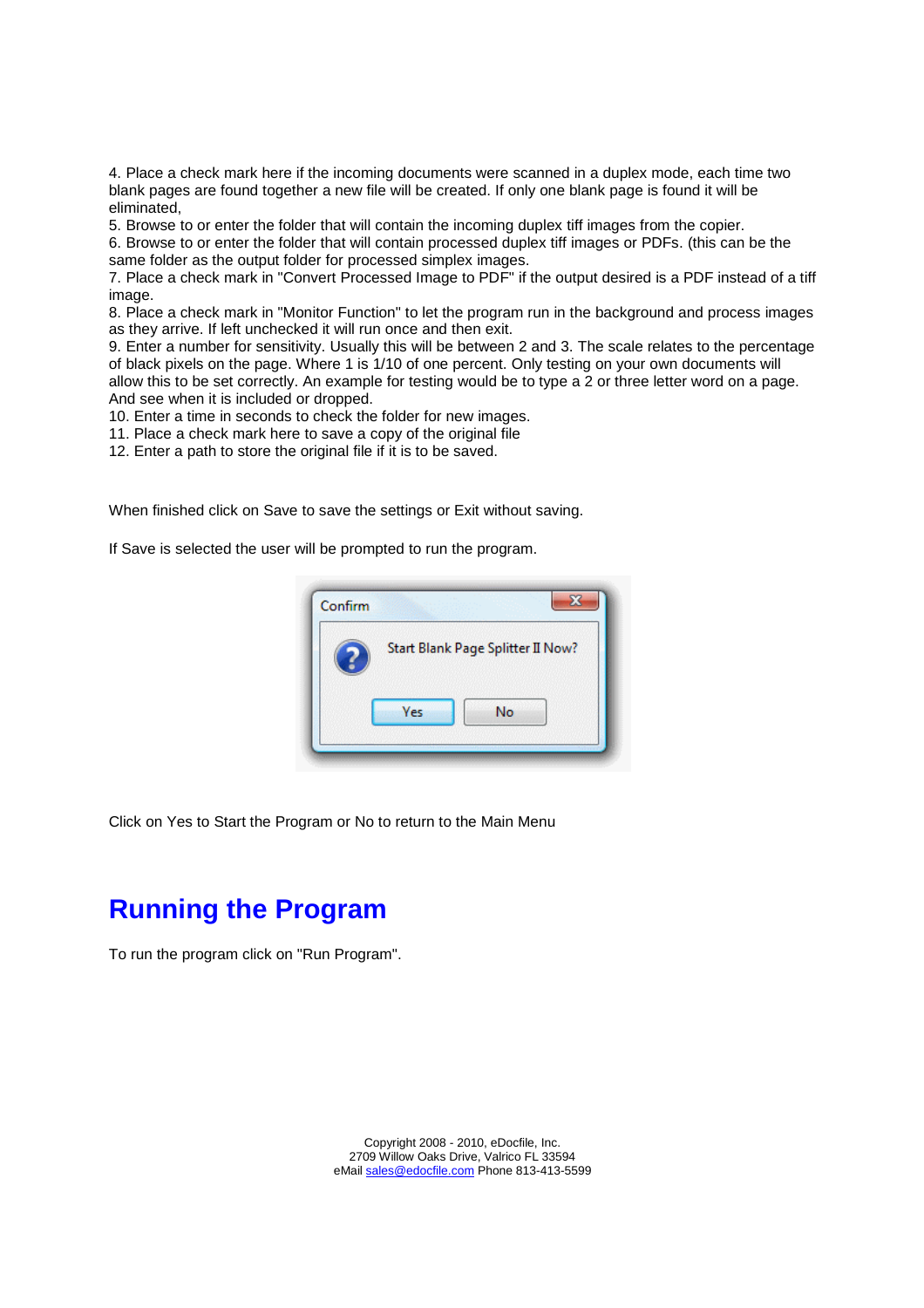4. Place a check mark here if the incoming documents were scanned in a duplex mode, each time two blank pages are found together a new file will be created. If only one blank page is found it will be eliminated,
5. Browse to or enter the folder that will contain the incoming duplex tiff images from the copier.
6. Browse to or enter the folder that will contain processed duplex tiff images or PDFs. (this can be the same folder as the output folder for processed simplex images.
7. Place a check mark in "Convert Processed Image to PDF" if the output desired is a PDF instead of a tiff image.
8. Place a check mark in "Monitor Function" to let the program run in the background and process images as they arrive. If left unchecked it will run once and then exit.
9. Enter a number for sensitivity. Usually this will be between 2 and 3. The scale relates to the percentage of black pixels on the page. Where 1 is 1/10 of one percent. Only testing on your own documents will allow this to be set correctly. An example for testing would be to type a 2 or three letter word on a page. And see when it is included or dropped.
10. Enter a time in seconds to check the folder for new images.
11. Place a check mark here to save a copy of the original file
12. Enter a path to store the original file if it is to be saved.

When finished click on Save to save the settings or Exit without saving.

If Save is selected the user will be prompted to run the program.

Confirm

Start Blank Page Splitter II Now?

Yes No

Click on Yes to Start the Program or No to return to the Main Menu

# Running the Program

To run the program click on "Run Program".

Copyright 2008 - 2010, eDocfile, Inc.
2709 Willow Oaks Drive, Valrico FL 33594
eMail sales@edocfile.com Phone 813-413-5599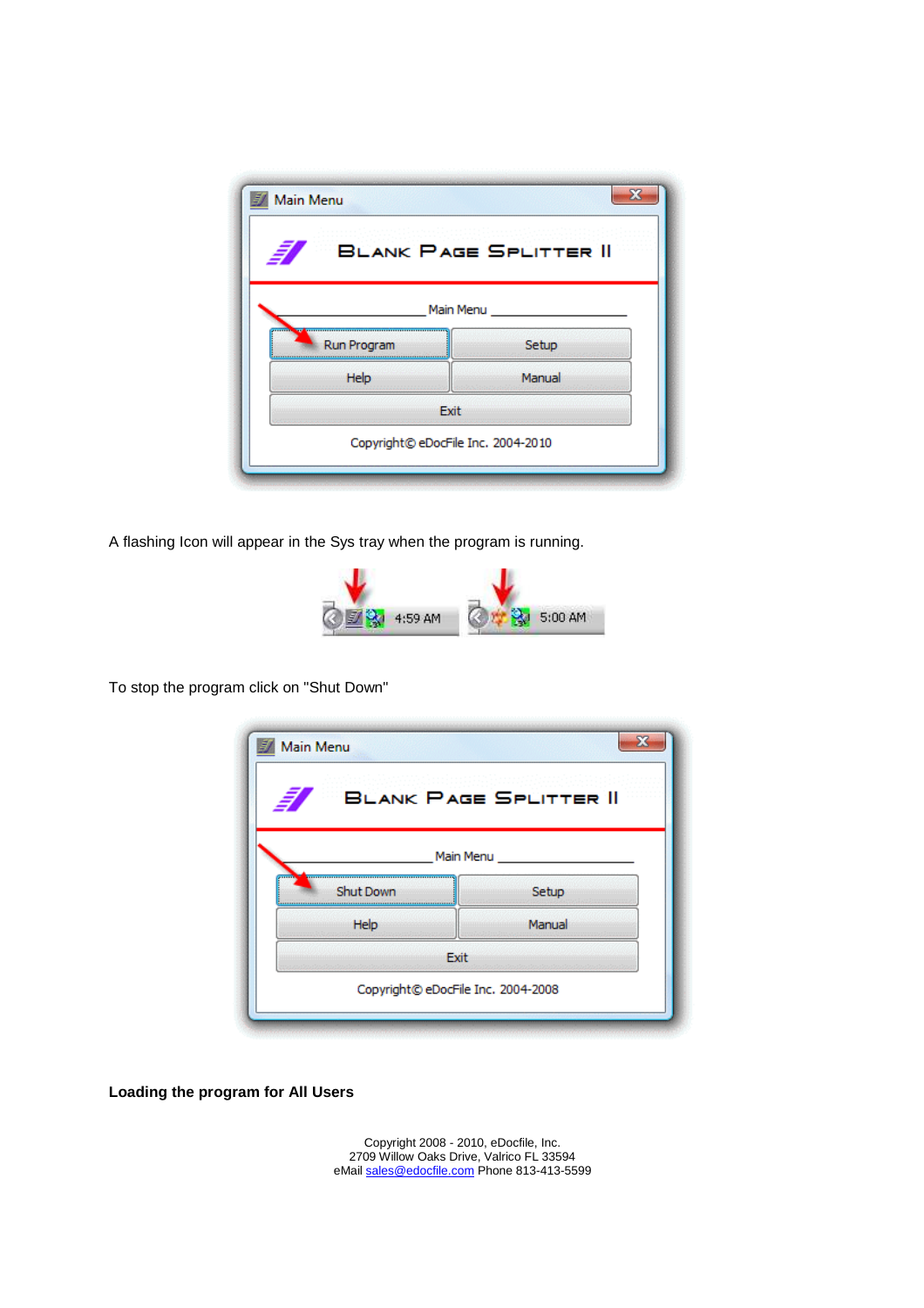A flashing Icon will appear in the Sys tray when the program is running.

To stop the program click on "Shut Down"

**Loading the program for All Users**

Copyright 2008 - 2010, eDocfile, Inc.
2709 Willow Oaks Drive, Valrico FL 33594
eMail sales@edocfile.com Phone 813-413-5599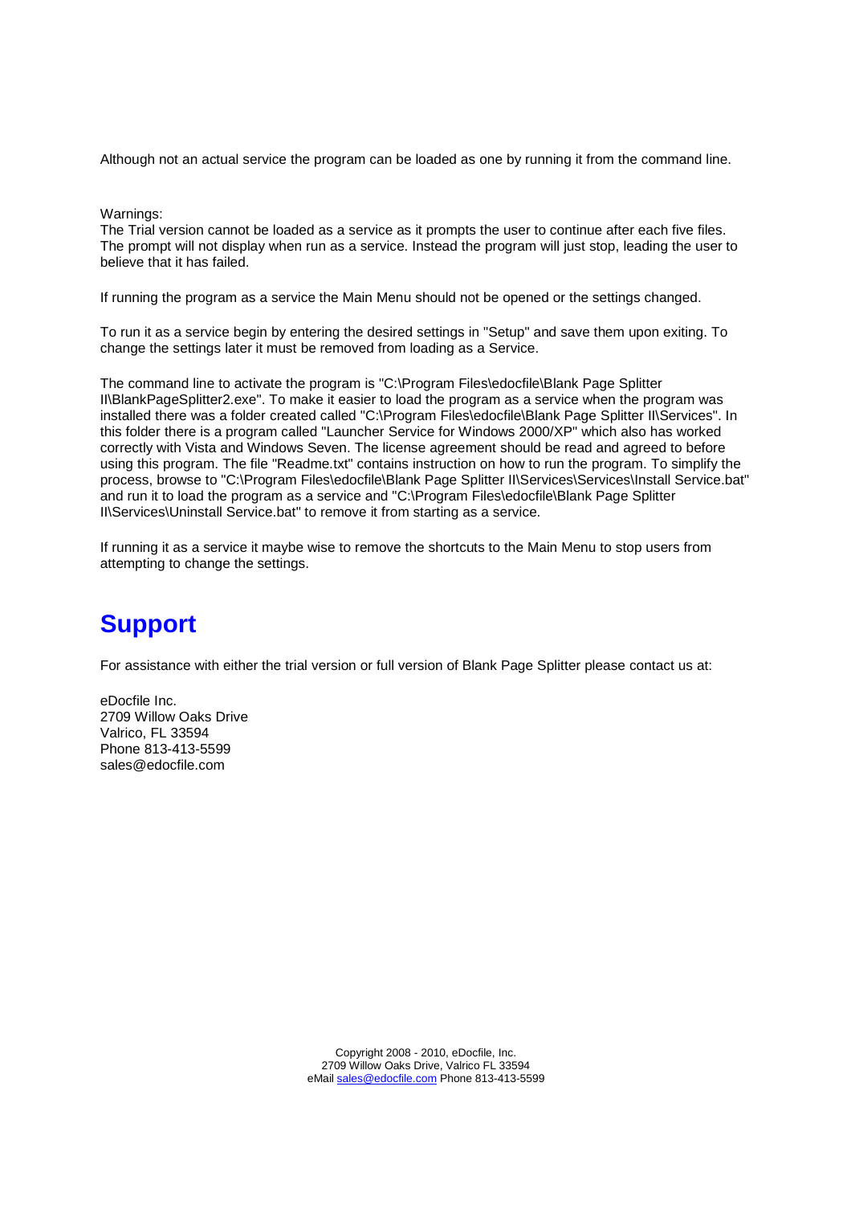Although not an actual service the program can be loaded as one by running it from the command line.

Warnings:
The Trial version cannot be loaded as a service as it prompts the user to continue after each five files. The prompt will not display when run as a service. Instead the program will just stop, leading the user to believe that it has failed.

If running the program as a service the Main Menu should not be opened or the settings changed.

To run it as a service begin by entering the desired settings in "Setup" and save them upon exiting. To change the settings later it must be removed from loading as a Service.

The command line to activate the program is "C:\Program Files\edocfile\Blank Page Splitter II\BlankPageSplitter2.exe". To make it easier to load the program as a service when the program was installed there was a folder created called "C:\Program Files\edocfile\Blank Page Splitter II\Services". In this folder there is a program called "Launcher Service for Windows 2000/XP" which also has worked correctly with Vista and Windows Seven. The license agreement should be read and agreed to before using this program. The file "Readme.txt" contains instruction on how to run the program. To simplify the process, browse to "C:\Program Files\edocfile\Blank Page Splitter II\Services\Services\Install Service.bat" and run it to load the program as a service and "C:\Program Files\edocfile\Blank Page Splitter II\Services\Uninstall Service.bat" to remove it from starting as a service.

If running it as a service it maybe wise to remove the shortcuts to the Main Menu to stop users from attempting to change the settings.

# Support

For assistance with either the trial version or full version of Blank Page Splitter please contact us at:

eDocfile Inc.
2709 Willow Oaks Drive
Valrico, FL 33594
Phone 813-413-5599
sales@edocfile.com